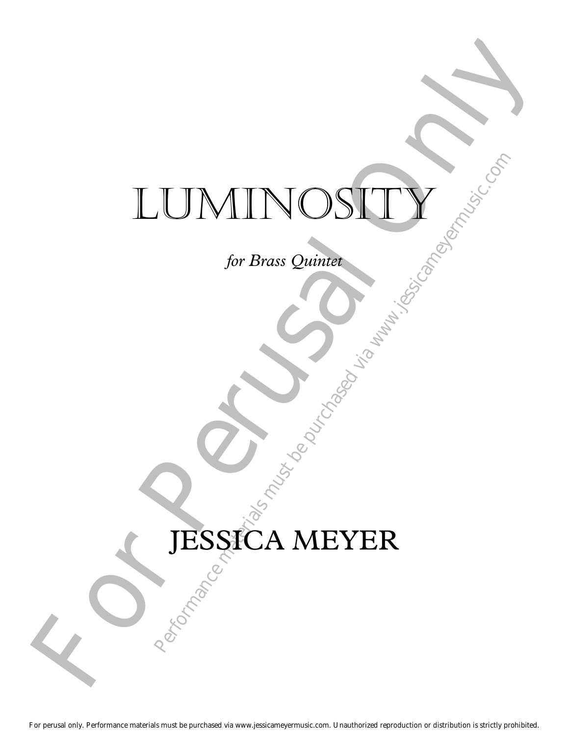# LUMINOSITY

*for Brass Quintet*

## JESSICA MEYER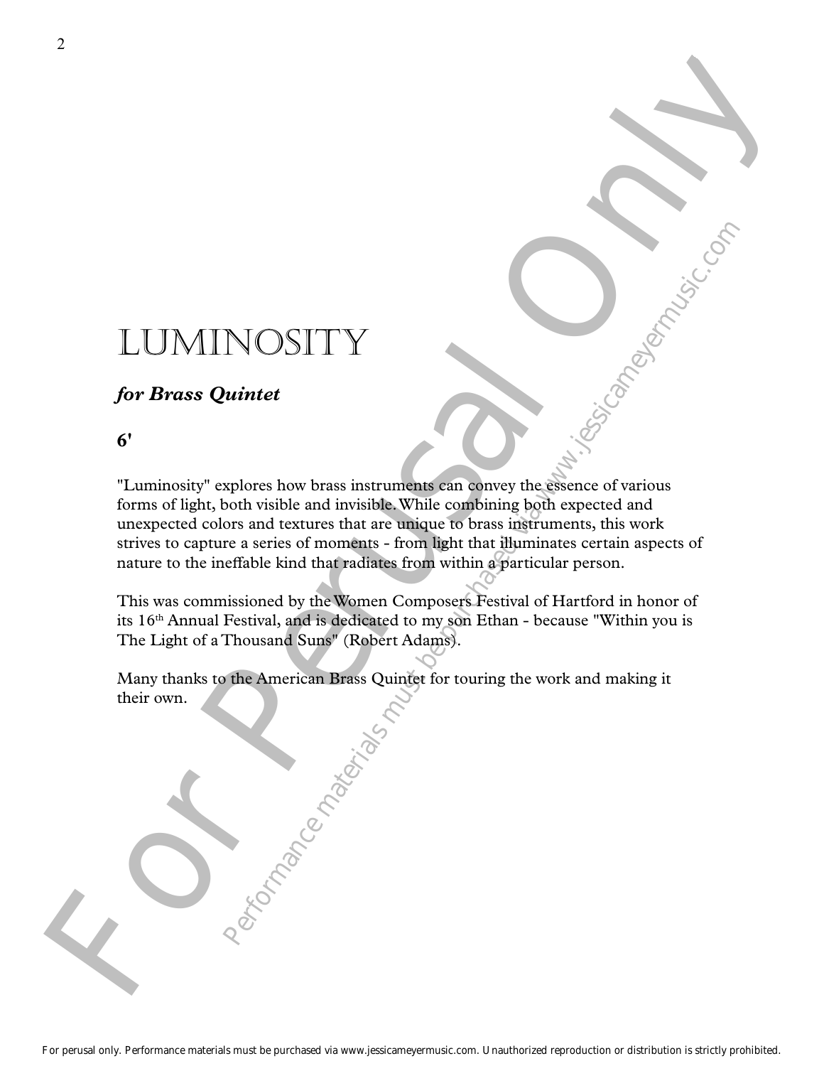# LUMINOSITY

***for Brass Quintet***

**6'**

"Luminosity" explores how brass instruments can convey the essence of various forms of light, both visible and invisible. While combining both expected and unexpected colors and textures that are unique to brass instruments, this work strives to capture a series of moments - from light that illuminates certain aspects of nature to the ineffable kind that radiates from within a particular person.

This was commissioned by the Women Composers Festival of Hartford in honor of its 16th Annual Festival, and is dedicated to my son Ethan - because "Within you is The Light of a Thousand Suns" (Robert Adams).

Many thanks to the American Brass Quintet for touring the work and making it their own.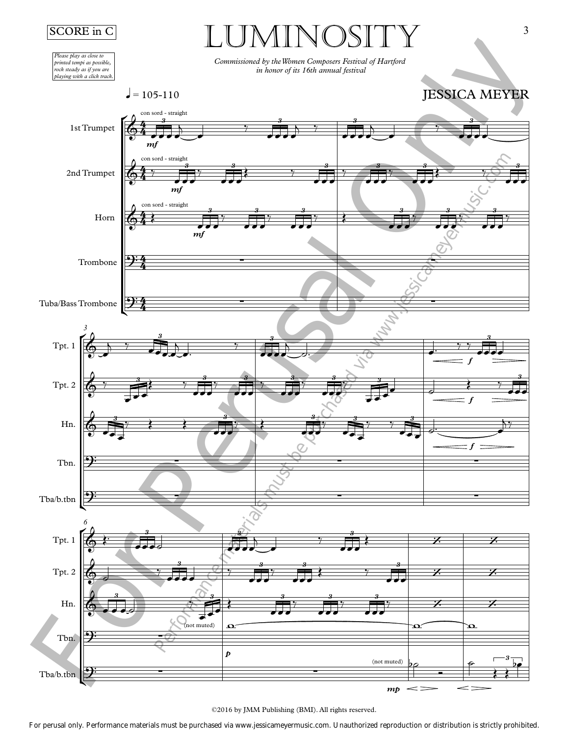SCORE in C

# LUMINOSITY

*Please play as close to printed tempi as possible, rock steady as if you are playing with a click track.*

*Commissioned by the Women Composers Festival of Hartford in honor of its 16th annual festival*

JESSICA MEYER

♩ = 105-110

©2016 by JMM Publishing (BMI). All rights reserved.

For perusal only. Performance materials must be purchased via www.jessicameyermusic.com. Unauthorized reproduction or distribution is strictly prohibited.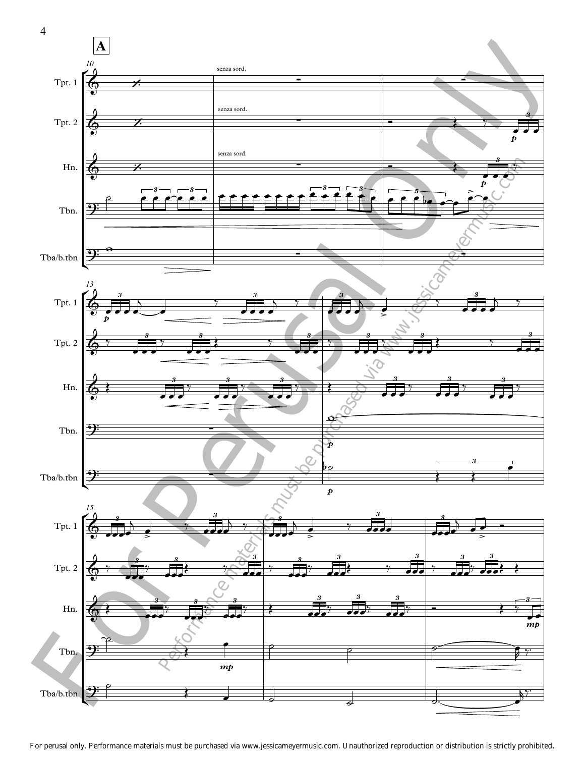**A**

Tpt. 1

Tpt. 2

Hn.

Tbn.

Tba/b.tbn

senza sord.

senza sord.

senza sord.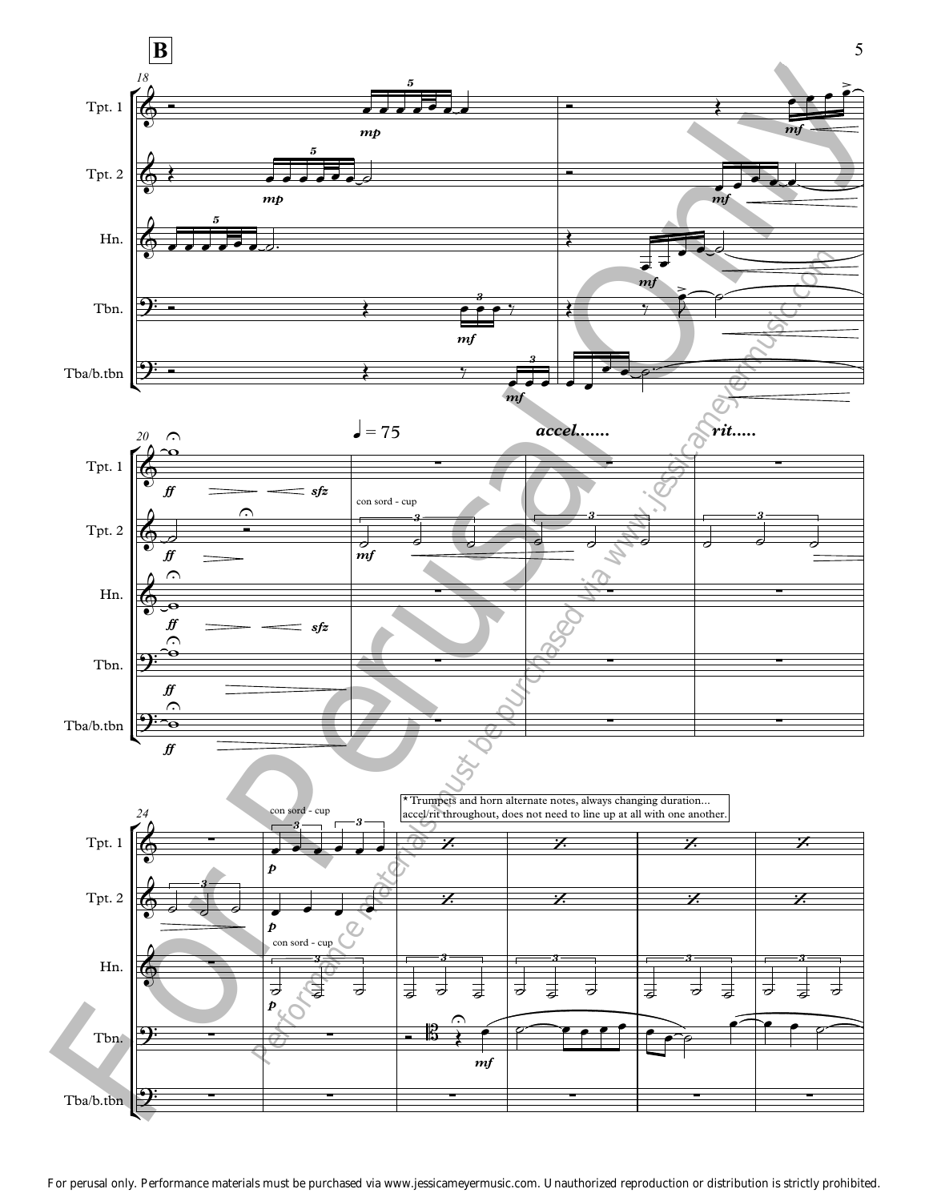**B**

*Trumpets and horn alternate notes, always changing duration... accel/rit throughout, does not need to line up at all with one another.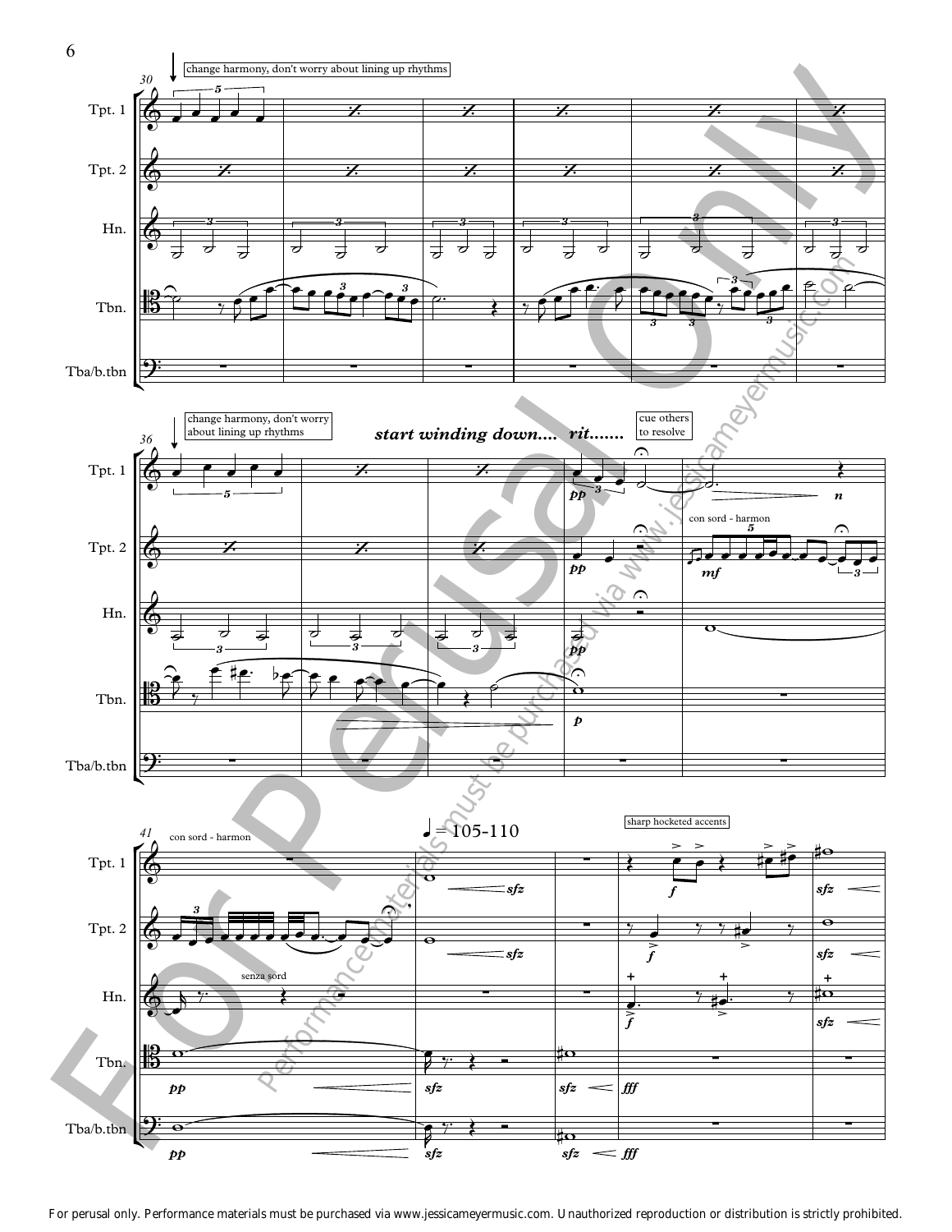change harmony, don't worry about lining up rhythms

Tpt. 1

Tpt. 2

Hn.

Tbn.

Tba/b.tbn

change harmony, don't worry about lining up rhythms

*start winding down.... rit.......*

cue others to resolve

con sord - harmon

con sord - harmon

senza sord

♩ = 105-110

sharp hocketed accents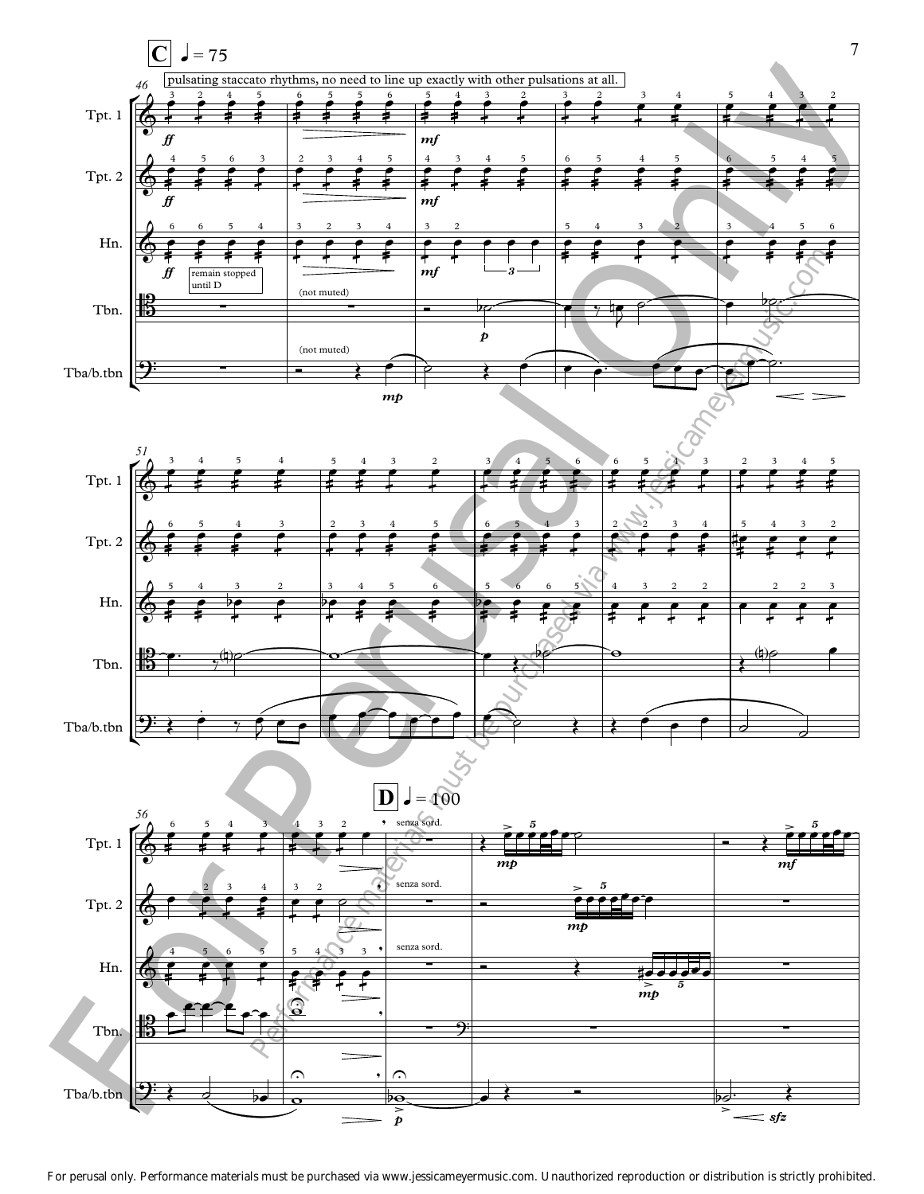**C** ♩ = 75

pulsating staccato rhythms, no need to line up exactly with other pulsations at all.

Tpt. 1

Tpt. 2

Hn.

remain stopped until D

Tbn.

(not muted)

Tba/b.tbn

(not muted)

**D** ♩ = 100

senza sord.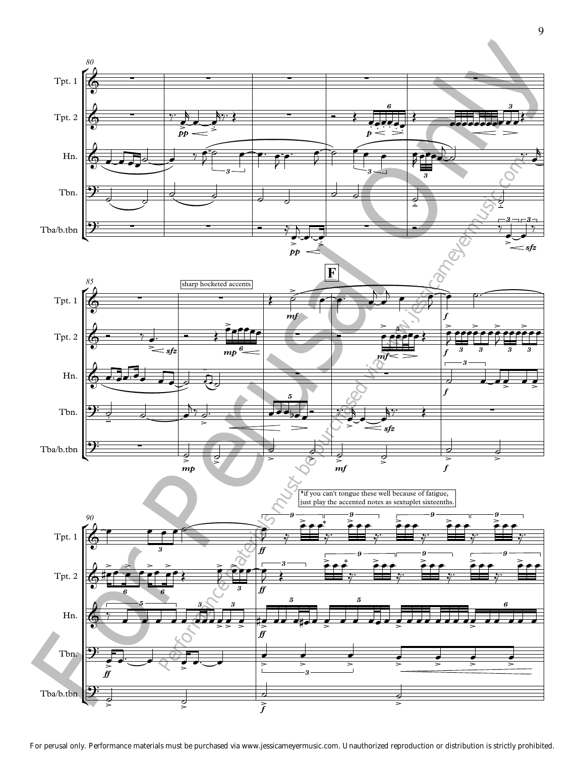sharp hocketed accents

*if you can't tongue these well because of fatigue, just play the accented notes as sextuplet sixteenths.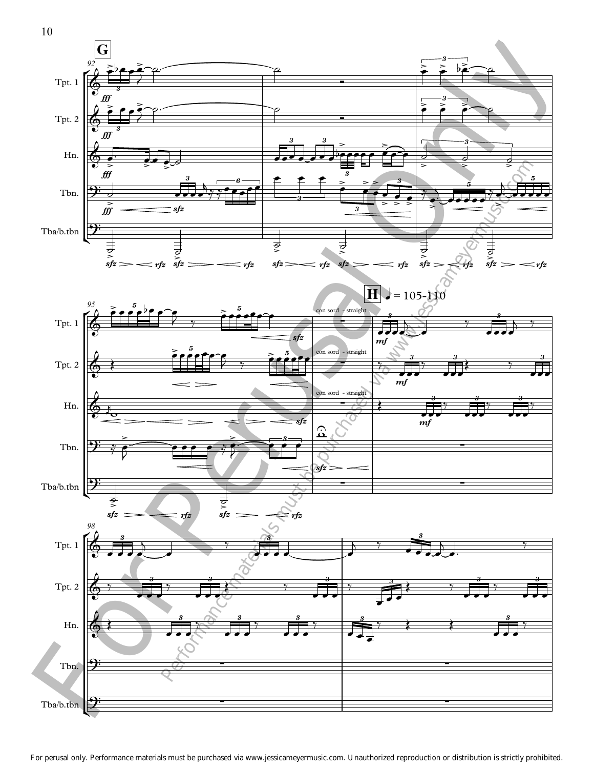**G**

Tpt. 1

Tpt. 2

Hn.

Tbn.

Tba/b.tbn

**H** ♩ = 105-110

con sord - straight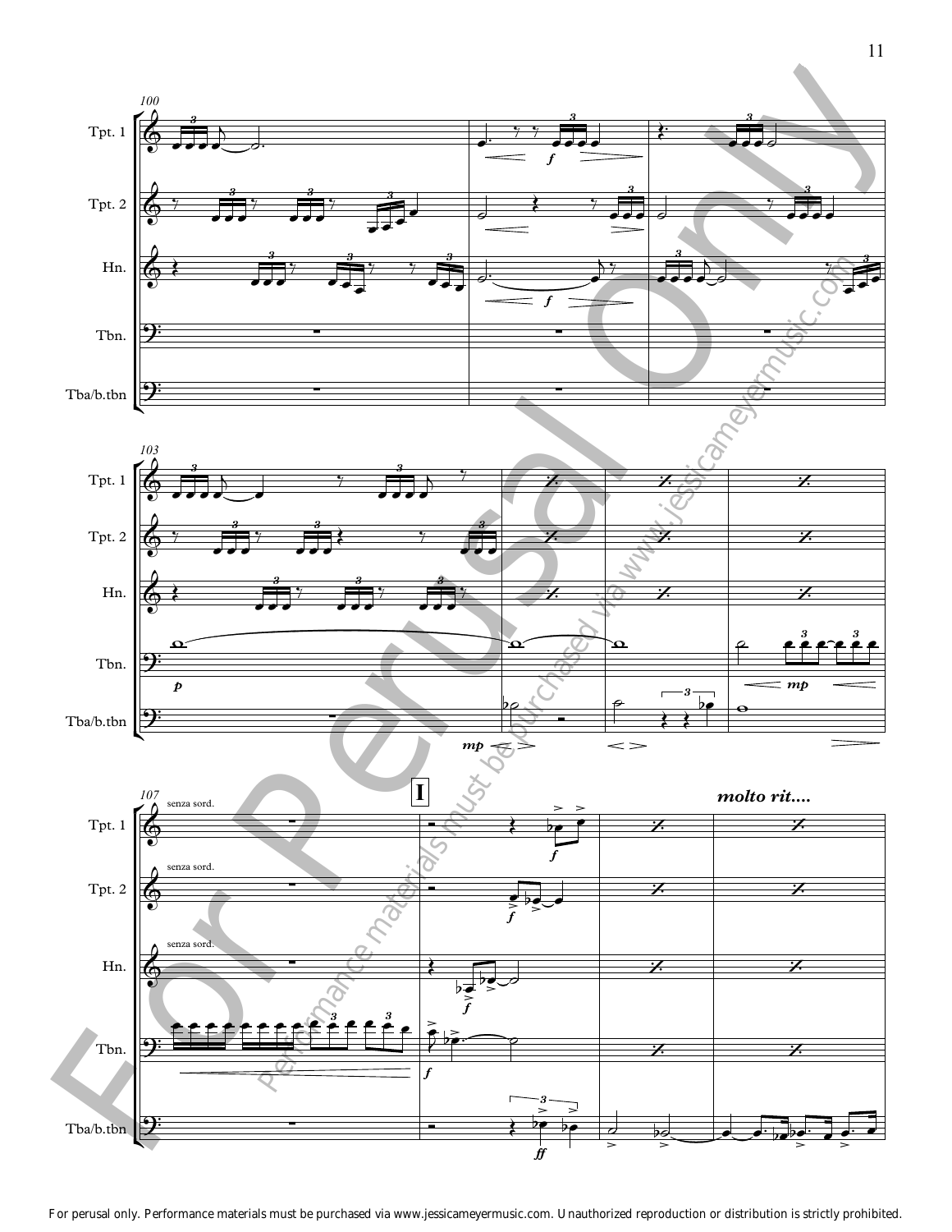For perusal only. Performance materials must be purchased via www.jessicameyermusic.com. Unauthorized reproduction or distribution is strictly prohibited.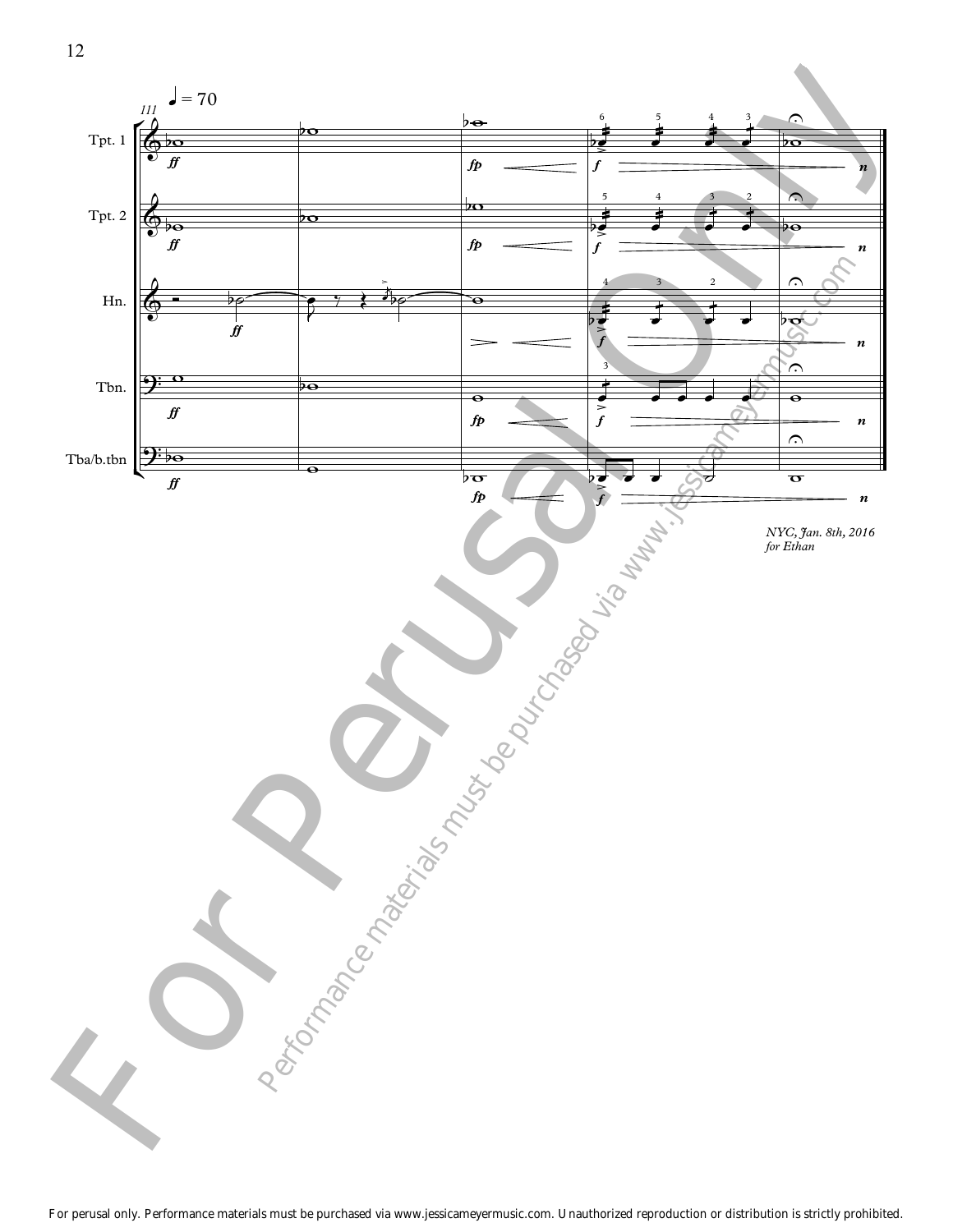NYC, Jan. 8th, 2016
for Ethan

For perusal only. Performance materials must be purchased via www.jessicameyermusic.com. Unauthorized reproduction or distribution is strictly prohibited.